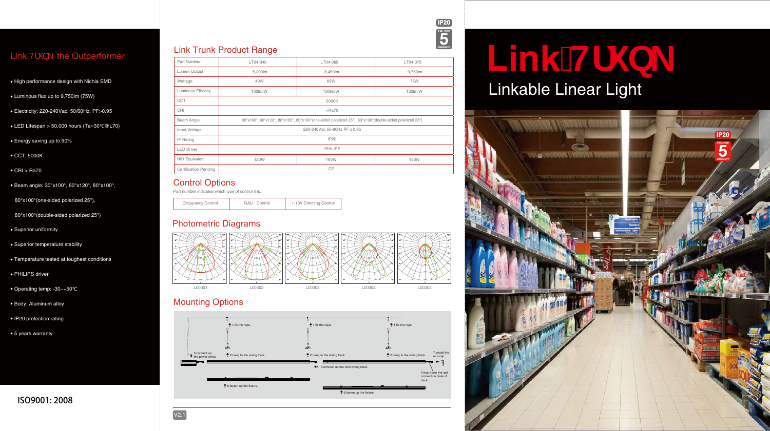# Link Trunk

## Linkable Linear Light

IP20

FIVE-YEAR 5 WARRANTY

## Link Trunk the Outperformer

- High performance design with Nichia SMD
- Luminous flux up to 9,750lm (75W)
- Electricity: 220-240Vac, 50/60Hz, PF>0.95
- LED Lifespan > 50,000 hours (Ta=30℃@L70)
- Energy saving up to 90%
- CCT: 5000K
- CRI > Ra70
- Beam angle: 30°x100°, 60°x120°, 80°x100°, 80°x100°(one-sided polarized 25°), 80°x100°(double-sided polarized 25°)
- Superior uniformity
- Superior temperature stability
- Temperature tested at toughest conditions
- PHILIPS driver
- Operating temp: -30~+50℃
- Body: Aluminum alloy
- IP20 protection rating
- 5 years warranty

ISO9001: 2008

## Link Trunk Product Range

| Part Number | LT04-040 | LT04-065 | LT04-075 |
|---|---|---|---|
| Lumen Output | 5,200lm | 8,450lm | 9,750lm |
| Wattage | 40W | 65W | 75W |
| Luminous Efficacy | 130lm/W | 130lm/W | 130lm/W |
| CCT | 5000K | | |
| CRI | >Ra70 | | |
| Beam Angle | 30°x100°, 60°x120°, 80°x100°, 80°x100°(one-sided polarized 25°), 80°x100°(double-sided polarized 25°) | | |
| Input Voltage | 220-240Vac 50-60Hz PF≥0.95 | | |
| IP Rating | IP20 | | |
| LED Driver | PHILIPS | | |
| HID Equivalent | 120W | 160W | 180W |
| Certification Pending | CE | | |

## Control Options

Part number indicates which type of control it is.

| Occupancy Control | DALI Control | 1-10V Dimming Control |
|---|---|---|

## Photometric Diagrams

L00301 L00302 L00303 L00304 L00305

## Mounting Options

1.fix the rope.
2.hang to the wiring track.
3.connect up the next wiring track.
4.tear down the last connection plate of track.
5.connect up the power wires.
6.fasten up the fixture.
7.install the end cap.

V2.1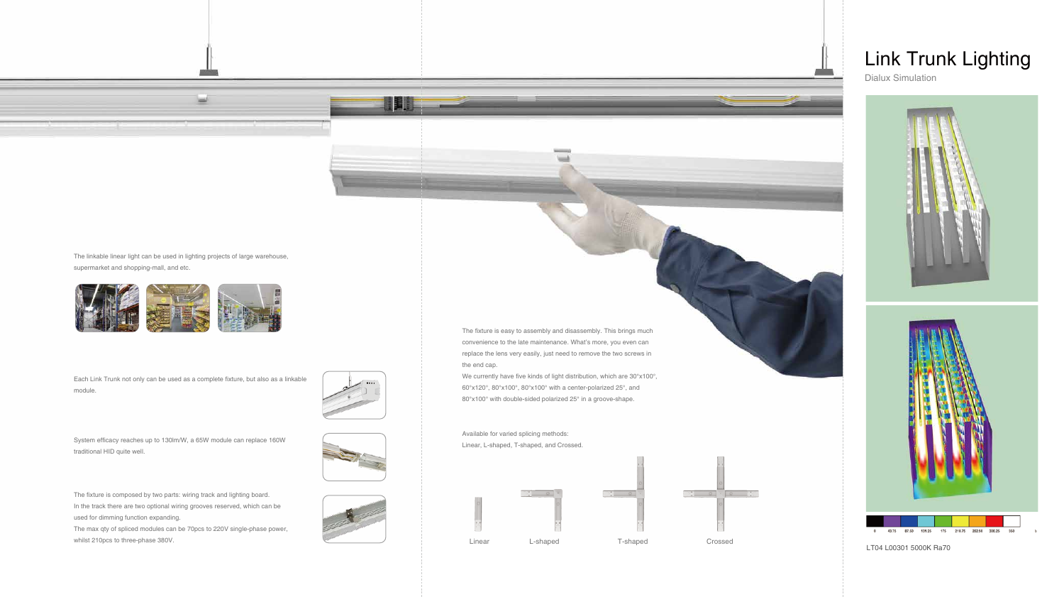# Link Trunk Lighting

Dialux Simulation

The linkable linear light can be used in lighting projects of large warehouse, supermarket and shopping-mall, and etc.

Each Link Trunk not only can be used as a complete fixture, but also as a linkable module.

System efficacy reaches up to 130lm/W, a 65W module can replace 160W traditional HID quite well.

The fixture is composed by two parts: wiring track and lighting board. In the track there are two optional wiring grooves reserved, which can be used for dimming function expanding.
The max qty of spliced modules can be 70pcs to 220V single-phase power, whilst 210pcs to three-phase 380V.

The fixture is easy to assembly and disassembly. This brings much convenience to the late maintenance. What's more, you even can replace the lens very easily, just need to remove the two screws in the end cap.
We currently have five kinds of light distribution, which are 30°x100°, 60°x120°, 80°x100°, 80°x100° with a center-polarized 25°, and 80°x100° with double-sided polarized 25° in a groove-shape.

Available for varied splicing methods:
Linear, L-shaped, T-shaped, and Crossed.

Linear

L-shaped

T-shaped

Crossed

0 43.75 87.50 131.25 175 218.75 262.50 306.25 350 lx

LT04 L00301 5000K Ra70